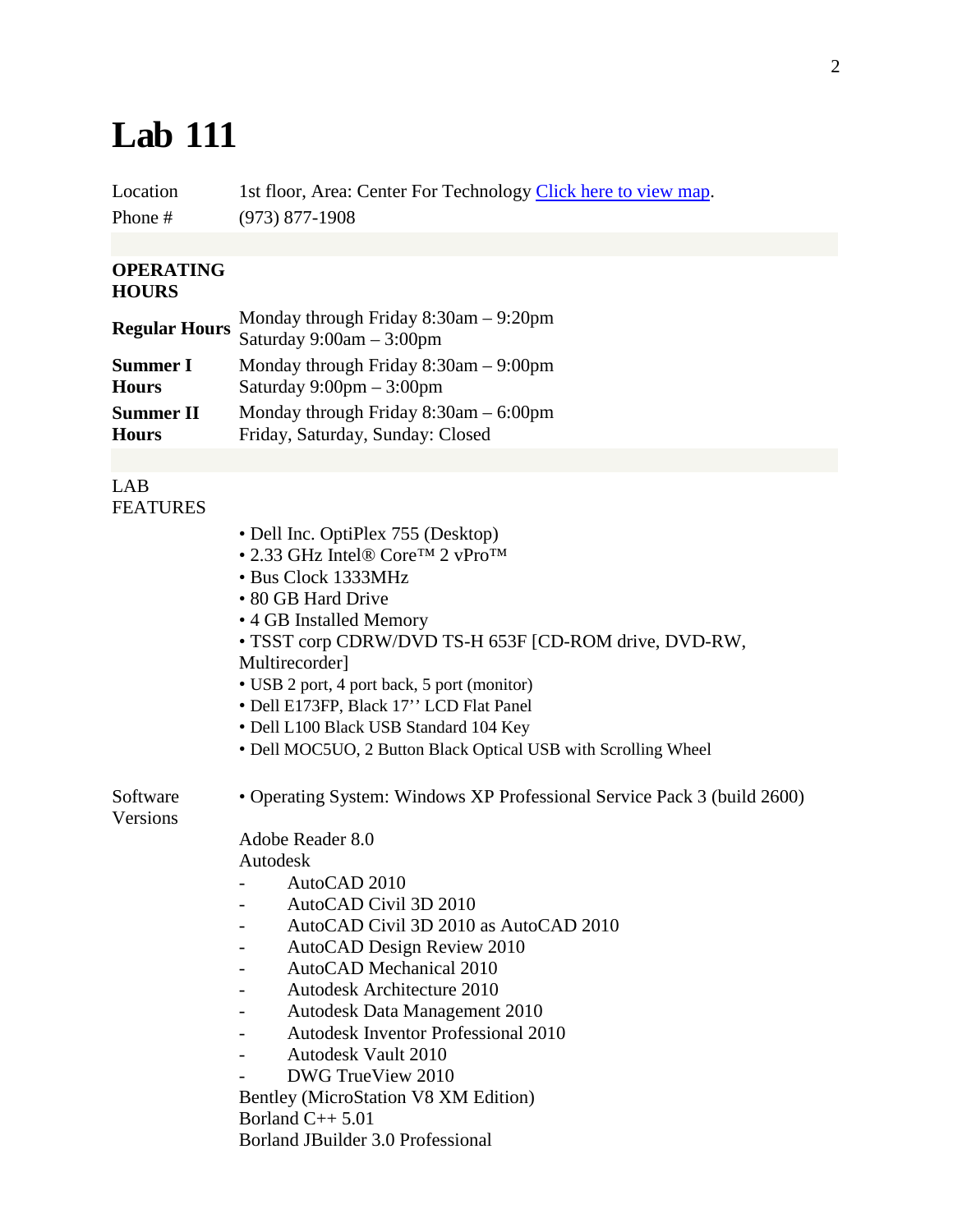# Lab 111

| | |
|---|---|
| Location | 1st floor, Area: Center For Technology [Click here to view map]. |
| Phone # | (973) 877-1908 |

**OPERATING HOURS**

| | |
|---|---|
| **Regular Hours** | Monday through Friday 8:30am – 9:20pm<br>Saturday 9:00am – 3:00pm |
| **Summer I Hours** | Monday through Friday 8:30am – 9:00pm<br>Saturday 9:00pm – 3:00pm |
| **Summer II Hours** | Monday through Friday 8:30am – 6:00pm<br>Friday, Saturday, Sunday: Closed |

LAB FEATURES

- Dell Inc. OptiPlex 755 (Desktop)
- 2.33 GHz Intel® Core™ 2 vPro™
- Bus Clock 1333MHz
- 80 GB Hard Drive
- 4 GB Installed Memory
- TSST corp CDRW/DVD TS-H 653F [CD-ROM drive, DVD-RW, Multirecorder]
- USB 2 port, 4 port back, 5 port (monitor)
- Dell E173FP, Black 17'' LCD Flat Panel
- Dell L100 Black USB Standard 104 Key
- Dell MOC5UO, 2 Button Black Optical USB with Scrolling Wheel

Software Versions

- Operating System: Windows XP Professional Service Pack 3 (build 2600)

Adobe Reader 8.0

Autodesk

- AutoCAD 2010
- AutoCAD Civil 3D 2010
- AutoCAD Civil 3D 2010 as AutoCAD 2010
- AutoCAD Design Review 2010
- AutoCAD Mechanical 2010
- Autodesk Architecture 2010
- Autodesk Data Management 2010
- Autodesk Inventor Professional 2010
- Autodesk Vault 2010
- DWG TrueView 2010

Bentley (MicroStation V8 XM Edition)

Borland C++ 5.01

Borland JBuilder 3.0 Professional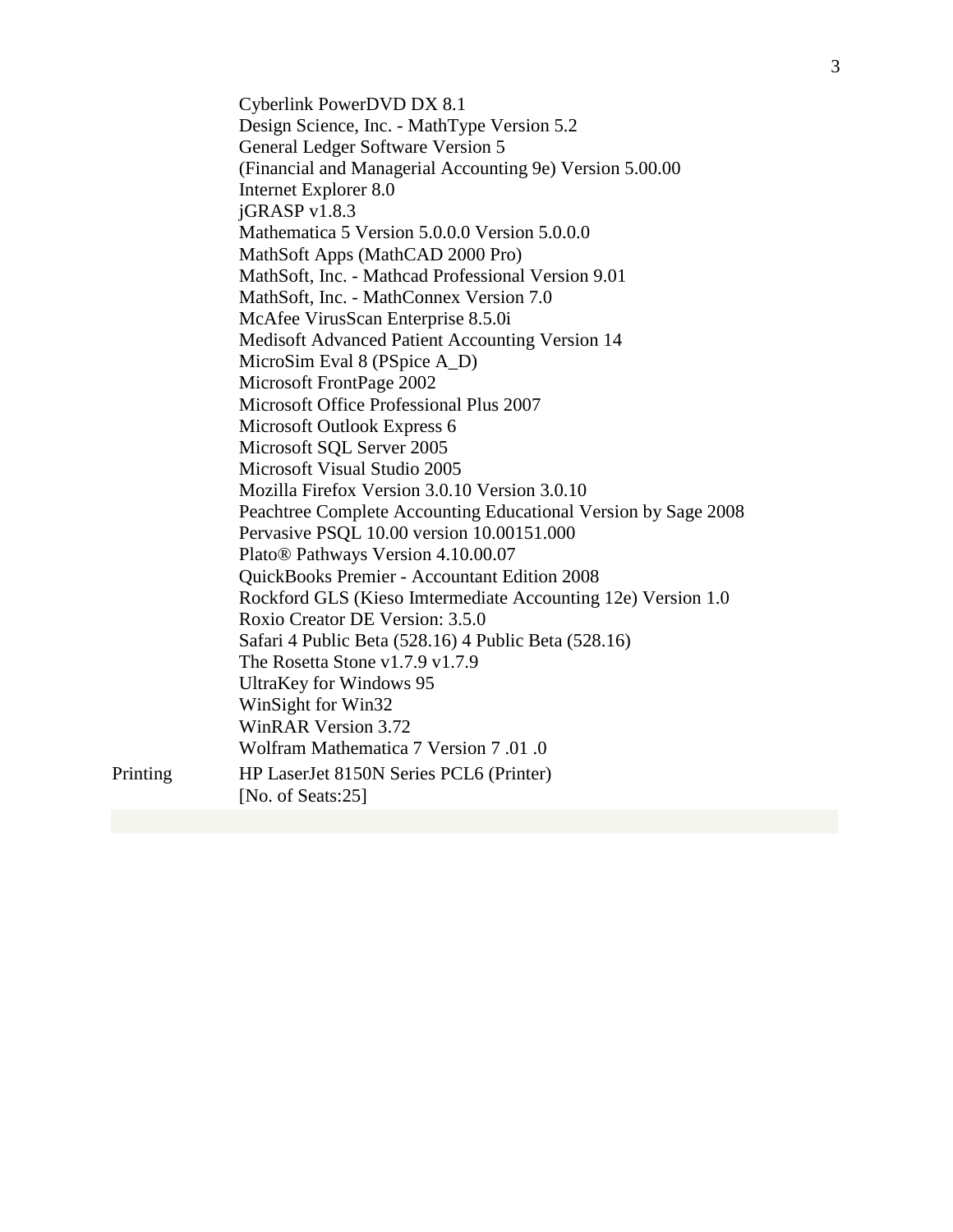| | |
|---|---|
| | Cyberlink PowerDVD DX 8.1<br>Design Science, Inc. - MathType Version 5.2<br>General Ledger Software Version 5<br>(Financial and Managerial Accounting 9e) Version 5.00.00<br>Internet Explorer 8.0<br>jGRASP v1.8.3<br>Mathematica 5 Version 5.0.0.0 Version 5.0.0.0<br>MathSoft Apps (MathCAD 2000 Pro)<br>MathSoft, Inc. - Mathcad Professional Version 9.01<br>MathSoft, Inc. - MathConnex Version 7.0<br>McAfee VirusScan Enterprise 8.5.0i<br>Medisoft Advanced Patient Accounting Version 14<br>MicroSim Eval 8 (PSpice A_D)<br>Microsoft FrontPage 2002<br>Microsoft Office Professional Plus 2007<br>Microsoft Outlook Express 6<br>Microsoft SQL Server 2005<br>Microsoft Visual Studio 2005<br>Mozilla Firefox Version 3.0.10 Version 3.0.10<br>Peachtree Complete Accounting Educational Version by Sage 2008<br>Pervasive PSQL 10.00 version 10.00151.000<br>Plato® Pathways Version 4.10.00.07<br>QuickBooks Premier - Accountant Edition 2008<br>Rockford GLS (Kieso Imtermediate Accounting 12e) Version 1.0<br>Roxio Creator DE Version: 3.5.0<br>Safari 4 Public Beta (528.16) 4 Public Beta (528.16)<br>The Rosetta Stone v1.7.9 v1.7.9<br>UltraKey for Windows 95<br>WinSight for Win32<br>WinRAR Version 3.72<br>Wolfram Mathematica 7 Version 7 .01 .0 |
| Printing | HP LaserJet 8150N Series PCL6 (Printer)<br>[No. of Seats:25] |